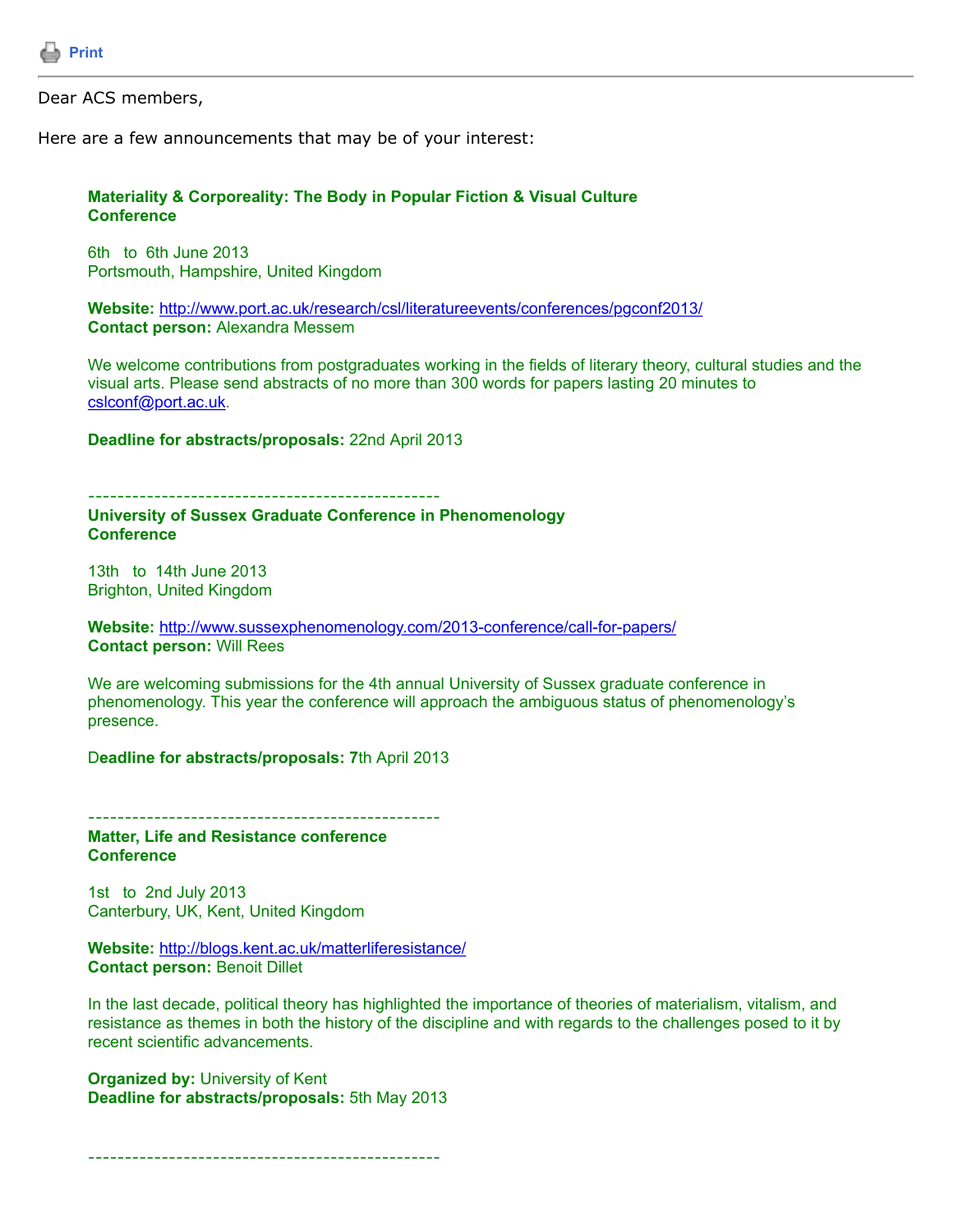Print

---

Dear ACS members,

Here are a few announcements that may be of your interest:

**Materiality & Corporeality: The Body in Popular Fiction & Visual Culture**
**Conference**

6th to 6th June 2013
Portsmouth, Hampshire, United Kingdom

**Website:** http://www.port.ac.uk/research/csl/literatureevents/conferences/pgconf2013/
**Contact person:** Alexandra Messem

We welcome contributions from postgraduates working in the fields of literary theory, cultural studies and the visual arts. Please send abstracts of no more than 300 words for papers lasting 20 minutes to cslconf@port.ac.uk.

**Deadline for abstracts/proposals:** 22nd April 2013

------------------------------------------------

**University of Sussex Graduate Conference in Phenomenology**
**Conference**

13th to 14th June 2013
Brighton, United Kingdom

**Website:** http://www.sussexphenomenology.com/2013-conference/call-for-papers/
**Contact person:** Will Rees

We are welcoming submissions for the 4th annual University of Sussex graduate conference in phenomenology. This year the conference will approach the ambiguous status of phenomenology's presence.

D**eadline for abstracts/proposals: 7**th April 2013

------------------------------------------------

**Matter, Life and Resistance conference**
**Conference**

1st to 2nd July 2013
Canterbury, UK, Kent, United Kingdom

**Website:** http://blogs.kent.ac.uk/matterliferesistance/
**Contact person:** Benoit Dillet

In the last decade, political theory has highlighted the importance of theories of materialism, vitalism, and resistance as themes in both the history of the discipline and with regards to the challenges posed to it by recent scientific advancements.

**Organized by:** University of Kent
**Deadline for abstracts/proposals:** 5th May 2013

------------------------------------------------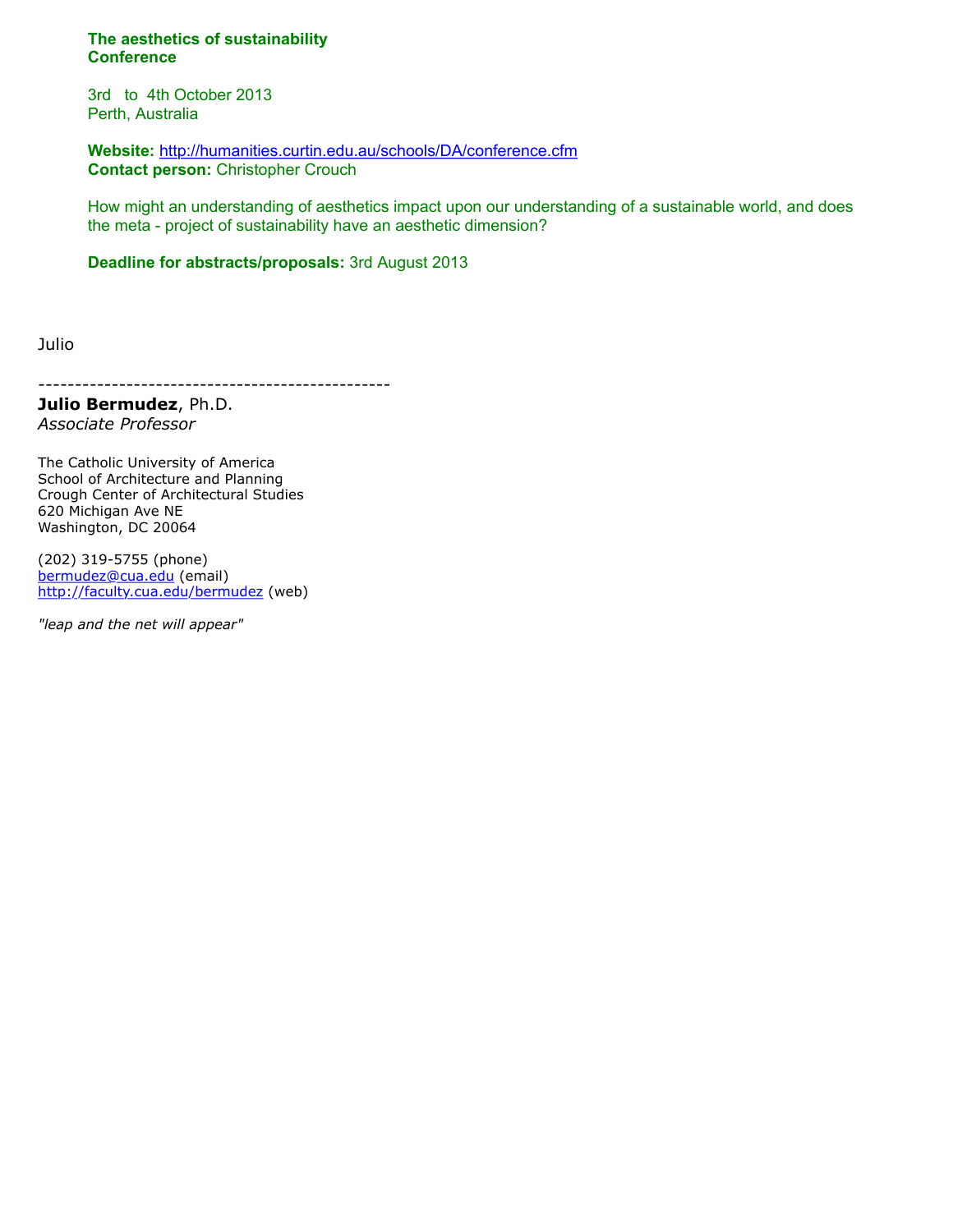**The aesthetics of sustainability Conference**

3rd to 4th October 2013
Perth, Australia

**Website:** http://humanities.curtin.edu.au/schools/DA/conference.cfm
**Contact person:** Christopher Crouch

How might an understanding of aesthetics impact upon our understanding of a sustainable world, and does the meta - project of sustainability have an aesthetic dimension?

**Deadline for abstracts/proposals:** 3rd August 2013

Julio

------------------------------------------------
**Julio Bermudez**, Ph.D.
*Associate Professor*

The Catholic University of America
School of Architecture and Planning
Crough Center of Architectural Studies
620 Michigan Ave NE
Washington, DC 20064

(202) 319-5755 (phone)
bermudez@cua.edu (email)
http://faculty.cua.edu/bermudez (web)

*"leap and the net will appear"*